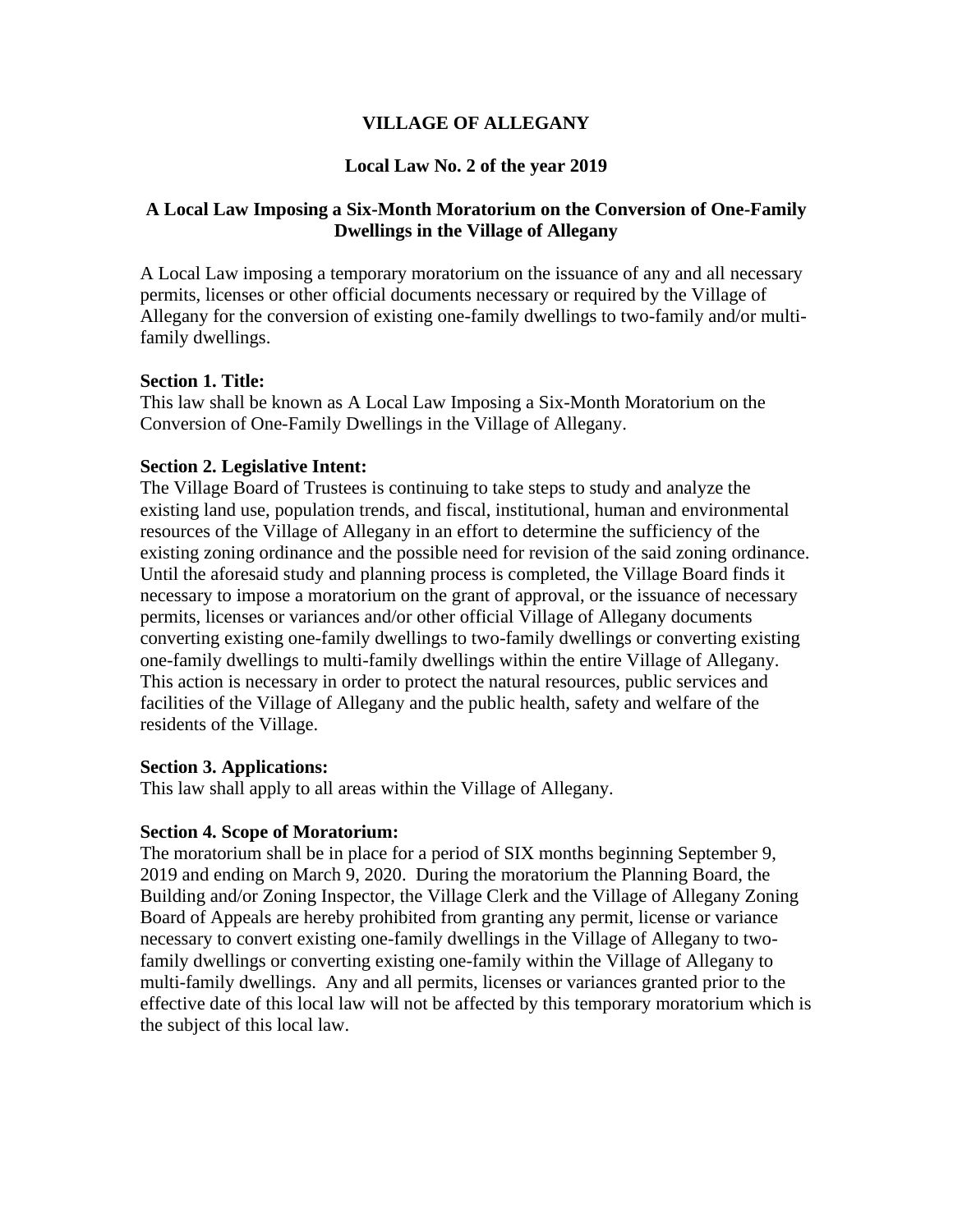# VILLAGE OF ALLEGANY

## Local Law No. 2 of the year 2019

## A Local Law Imposing a Six-Month Moratorium on the Conversion of One-Family Dwellings in the Village of Allegany

A Local Law imposing a temporary moratorium on the issuance of any and all necessary permits, licenses or other official documents necessary or required by the Village of Allegany for the conversion of existing one-family dwellings to two-family and/or multi-family dwellings.

**Section 1. Title:**
This law shall be known as A Local Law Imposing a Six-Month Moratorium on the Conversion of One-Family Dwellings in the Village of Allegany.

**Section 2. Legislative Intent:**
The Village Board of Trustees is continuing to take steps to study and analyze the existing land use, population trends, and fiscal, institutional, human and environmental resources of the Village of Allegany in an effort to determine the sufficiency of the existing zoning ordinance and the possible need for revision of the said zoning ordinance. Until the aforesaid study and planning process is completed, the Village Board finds it necessary to impose a moratorium on the grant of approval, or the issuance of necessary permits, licenses or variances and/or other official Village of Allegany documents converting existing one-family dwellings to two-family dwellings or converting existing one-family dwellings to multi-family dwellings within the entire Village of Allegany. This action is necessary in order to protect the natural resources, public services and facilities of the Village of Allegany and the public health, safety and welfare of the residents of the Village.

**Section 3. Applications:**
This law shall apply to all areas within the Village of Allegany.

**Section 4. Scope of Moratorium:**
The moratorium shall be in place for a period of SIX months beginning September 9, 2019 and ending on March 9, 2020. During the moratorium the Planning Board, the Building and/or Zoning Inspector, the Village Clerk and the Village of Allegany Zoning Board of Appeals are hereby prohibited from granting any permit, license or variance necessary to convert existing one-family dwellings in the Village of Allegany to two-family dwellings or converting existing one-family within the Village of Allegany to multi-family dwellings. Any and all permits, licenses or variances granted prior to the effective date of this local law will not be affected by this temporary moratorium which is the subject of this local law.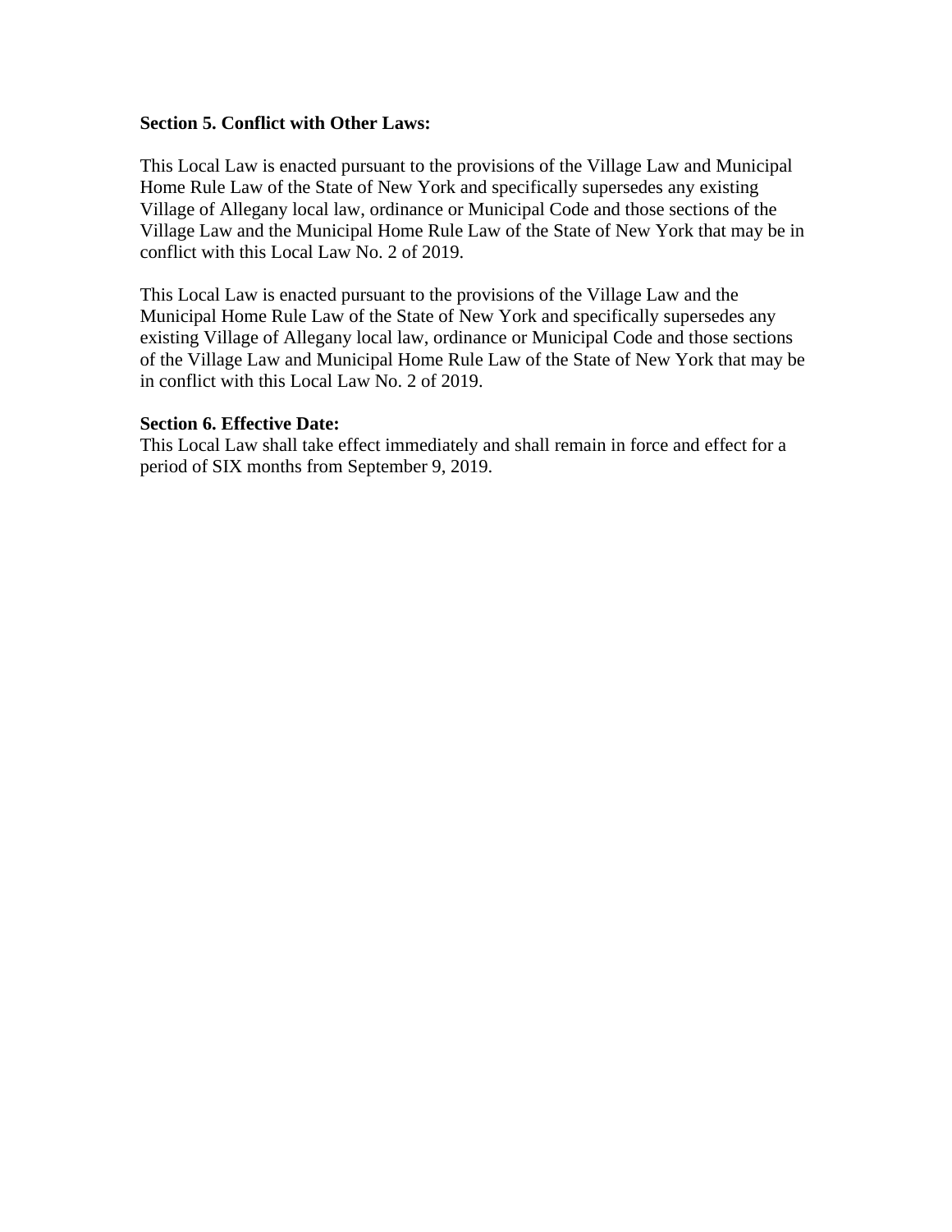**Section 5. Conflict with Other Laws:**

This Local Law is enacted pursuant to the provisions of the Village Law and Municipal Home Rule Law of the State of New York and specifically supersedes any existing Village of Allegany local law, ordinance or Municipal Code and those sections of the Village Law and the Municipal Home Rule Law of the State of New York that may be in conflict with this Local Law No. 2 of 2019.

This Local Law is enacted pursuant to the provisions of the Village Law and the Municipal Home Rule Law of the State of New York and specifically supersedes any existing Village of Allegany local law, ordinance or Municipal Code and those sections of the Village Law and Municipal Home Rule Law of the State of New York that may be in conflict with this Local Law No. 2 of 2019.

**Section 6. Effective Date:**
This Local Law shall take effect immediately and shall remain in force and effect for a period of SIX months from September 9, 2019.